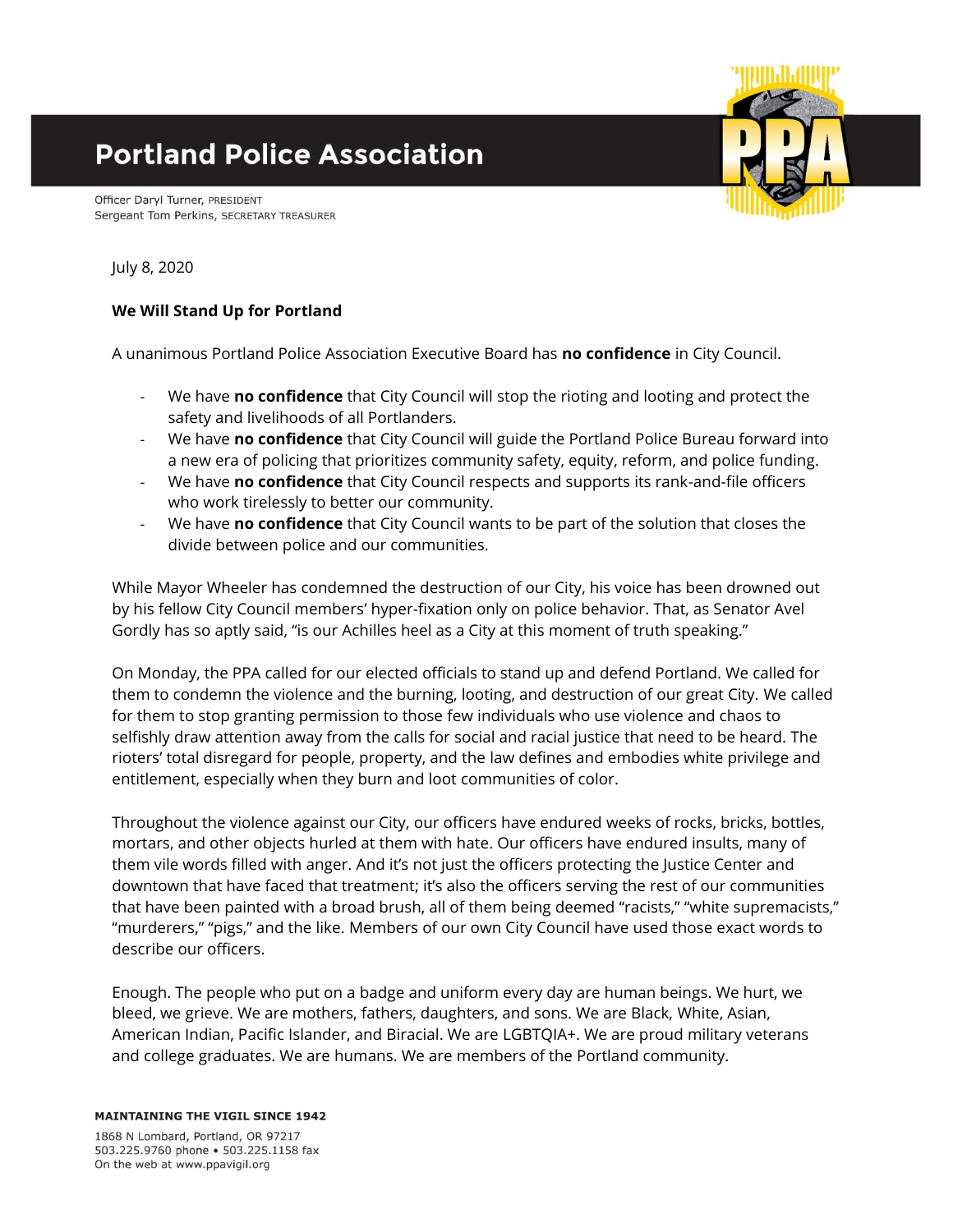# Portland Police Association

Officer Daryl Turner, PRESIDENT
Sergeant Tom Perkins, SECRETARY TREASURER

July 8, 2020

**We Will Stand Up for Portland**

A unanimous Portland Police Association Executive Board has **no confidence** in City Council.

- We have **no confidence** that City Council will stop the rioting and looting and protect the safety and livelihoods of all Portlanders.
- We have **no confidence** that City Council will guide the Portland Police Bureau forward into a new era of policing that prioritizes community safety, equity, reform, and police funding.
- We have **no confidence** that City Council respects and supports its rank-and-file officers who work tirelessly to better our community.
- We have **no confidence** that City Council wants to be part of the solution that closes the divide between police and our communities.

While Mayor Wheeler has condemned the destruction of our City, his voice has been drowned out by his fellow City Council members' hyper-fixation only on police behavior. That, as Senator Avel Gordly has so aptly said, "is our Achilles heel as a City at this moment of truth speaking."

On Monday, the PPA called for our elected officials to stand up and defend Portland. We called for them to condemn the violence and the burning, looting, and destruction of our great City. We called for them to stop granting permission to those few individuals who use violence and chaos to selfishly draw attention away from the calls for social and racial justice that need to be heard. The rioters' total disregard for people, property, and the law defines and embodies white privilege and entitlement, especially when they burn and loot communities of color.

Throughout the violence against our City, our officers have endured weeks of rocks, bricks, bottles, mortars, and other objects hurled at them with hate. Our officers have endured insults, many of them vile words filled with anger. And it's not just the officers protecting the Justice Center and downtown that have faced that treatment; it's also the officers serving the rest of our communities that have been painted with a broad brush, all of them being deemed "racists," "white supremacists," "murderers," "pigs," and the like. Members of our own City Council have used those exact words to describe our officers.

Enough. The people who put on a badge and uniform every day are human beings. We hurt, we bleed, we grieve. We are mothers, fathers, daughters, and sons. We are Black, White, Asian, American Indian, Pacific Islander, and Biracial. We are LGBTQIA+. We are proud military veterans and college graduates. We are humans. We are members of the Portland community.

**MAINTAINING THE VIGIL SINCE 1942**

1868 N Lombard, Portland, OR 97217
503.225.9760 phone • 503.225.1158 fax
On the web at www.ppavigil.org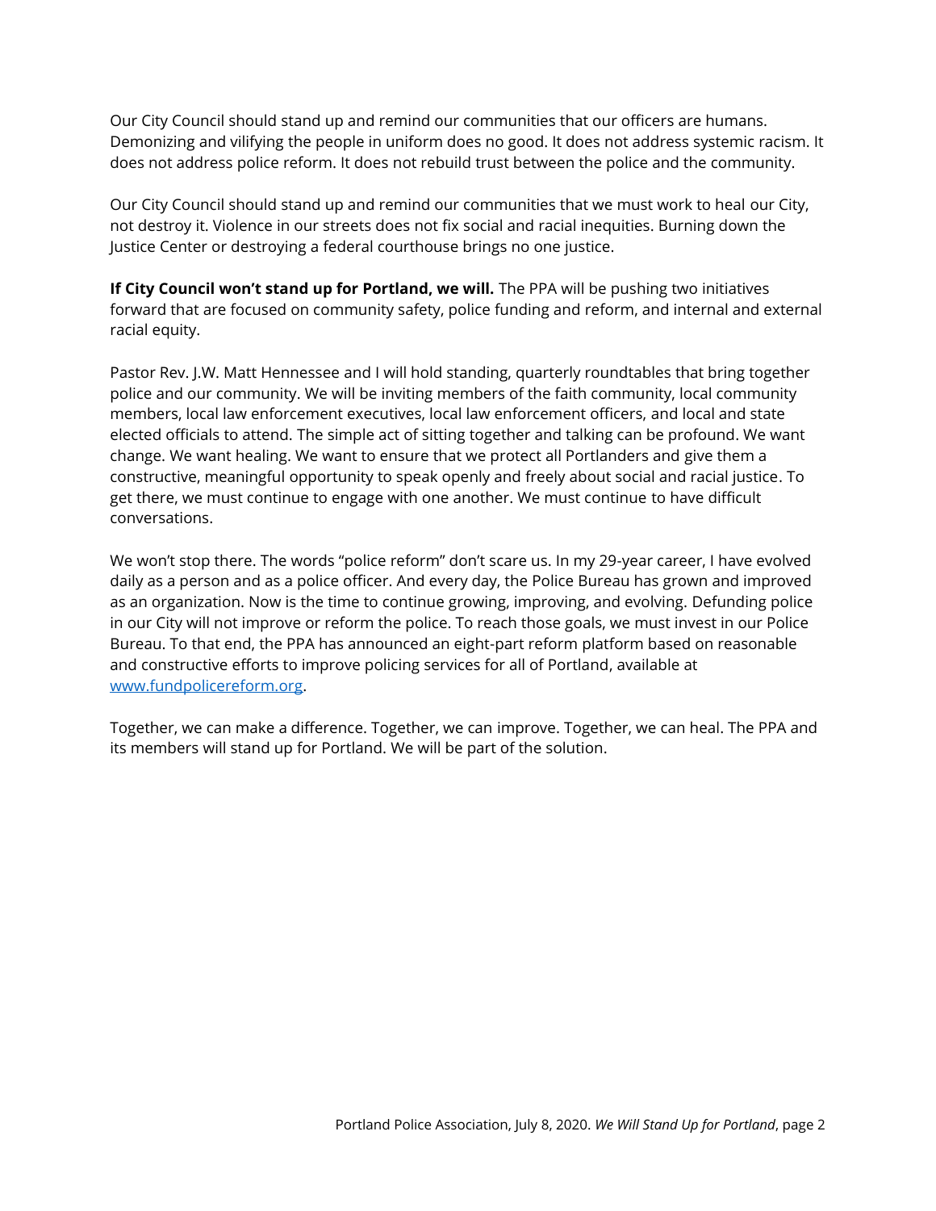Our City Council should stand up and remind our communities that our officers are humans. Demonizing and vilifying the people in uniform does no good. It does not address systemic racism. It does not address police reform. It does not rebuild trust between the police and the community.

Our City Council should stand up and remind our communities that we must work to heal our City, not destroy it. Violence in our streets does not fix social and racial inequities. Burning down the Justice Center or destroying a federal courthouse brings no one justice.

**If City Council won't stand up for Portland, we will.** The PPA will be pushing two initiatives forward that are focused on community safety, police funding and reform, and internal and external racial equity.

Pastor Rev. J.W. Matt Hennessee and I will hold standing, quarterly roundtables that bring together police and our community. We will be inviting members of the faith community, local community members, local law enforcement executives, local law enforcement officers, and local and state elected officials to attend. The simple act of sitting together and talking can be profound. We want change. We want healing. We want to ensure that we protect all Portlanders and give them a constructive, meaningful opportunity to speak openly and freely about social and racial justice. To get there, we must continue to engage with one another. We must continue to have difficult conversations.

We won't stop there. The words "police reform" don't scare us. In my 29-year career, I have evolved daily as a person and as a police officer. And every day, the Police Bureau has grown and improved as an organization. Now is the time to continue growing, improving, and evolving. Defunding police in our City will not improve or reform the police. To reach those goals, we must invest in our Police Bureau. To that end, the PPA has announced an eight-part reform platform based on reasonable and constructive efforts to improve policing services for all of Portland, available at [www.fundpolicereform.org](http://www.fundpolicereform.org).

Together, we can make a difference. Together, we can improve. Together, we can heal. The PPA and its members will stand up for Portland. We will be part of the solution.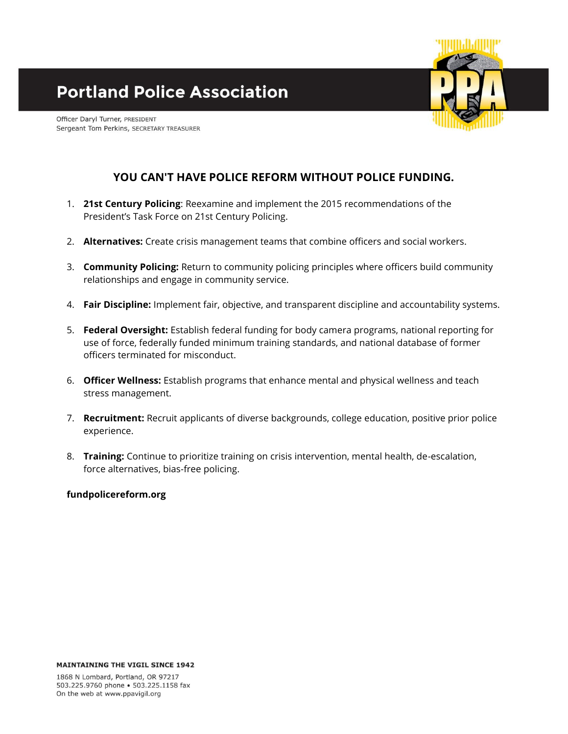# Portland Police Association

Officer Daryl Turner, PRESIDENT
Sergeant Tom Perkins, SECRETARY TREASURER

## YOU CAN'T HAVE POLICE REFORM WITHOUT POLICE FUNDING.

1. **21st Century Policing**: Reexamine and implement the 2015 recommendations of the President's Task Force on 21st Century Policing.
2. **Alternatives:** Create crisis management teams that combine officers and social workers.
3. **Community Policing:** Return to community policing principles where officers build community relationships and engage in community service.
4. **Fair Discipline:** Implement fair, objective, and transparent discipline and accountability systems.
5. **Federal Oversight:** Establish federal funding for body camera programs, national reporting for use of force, federally funded minimum training standards, and national database of former officers terminated for misconduct.
6. **Officer Wellness:** Establish programs that enhance mental and physical wellness and teach stress management.
7. **Recruitment:** Recruit applicants of diverse backgrounds, college education, positive prior police experience.
8. **Training:** Continue to prioritize training on crisis intervention, mental health, de-escalation, force alternatives, bias-free policing.

**fundpolicereform.org**

**MAINTAINING THE VIGIL SINCE 1942**

1868 N Lombard, Portland, OR 97217
503.225.9760 phone • 503.225.1158 fax
On the web at www.ppavigil.org